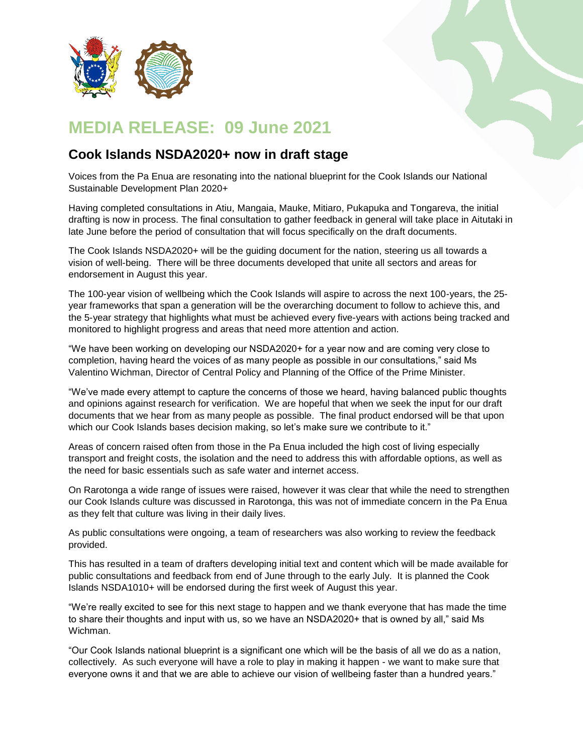# MEDIA RELEASE: 09 June 2021

## Cook Islands NSDA2020+ now in draft stage

Voices from the Pa Enua are resonating into the national blueprint for the Cook Islands our National Sustainable Development Plan 2020+

Having completed consultations in Atiu, Mangaia, Mauke, Mitiaro, Pukapuka and Tongareva, the initial drafting is now in process. The final consultation to gather feedback in general will take place in Aitutaki in late June before the period of consultation that will focus specifically on the draft documents.

The Cook Islands NSDA2020+ will be the guiding document for the nation, steering us all towards a vision of well-being. There will be three documents developed that unite all sectors and areas for endorsement in August this year.

The 100-year vision of wellbeing which the Cook Islands will aspire to across the next 100-years, the 25-year frameworks that span a generation will be the overarching document to follow to achieve this, and the 5-year strategy that highlights what must be achieved every five-years with actions being tracked and monitored to highlight progress and areas that need more attention and action.

"We have been working on developing our NSDA2020+ for a year now and are coming very close to completion, having heard the voices of as many people as possible in our consultations," said Ms Valentino Wichman, Director of Central Policy and Planning of the Office of the Prime Minister.

"We've made every attempt to capture the concerns of those we heard, having balanced public thoughts and opinions against research for verification. We are hopeful that when we seek the input for our draft documents that we hear from as many people as possible. The final product endorsed will be that upon which our Cook Islands bases decision making, so let's make sure we contribute to it."

Areas of concern raised often from those in the Pa Enua included the high cost of living especially transport and freight costs, the isolation and the need to address this with affordable options, as well as the need for basic essentials such as safe water and internet access.

On Rarotonga a wide range of issues were raised, however it was clear that while the need to strengthen our Cook Islands culture was discussed in Rarotonga, this was not of immediate concern in the Pa Enua as they felt that culture was living in their daily lives.

As public consultations were ongoing, a team of researchers was also working to review the feedback provided.

This has resulted in a team of drafters developing initial text and content which will be made available for public consultations and feedback from end of June through to the early July. It is planned the Cook Islands NSDA1010+ will be endorsed during the first week of August this year.

"We're really excited to see for this next stage to happen and we thank everyone that has made the time to share their thoughts and input with us, so we have an NSDA2020+ that is owned by all," said Ms Wichman.

"Our Cook Islands national blueprint is a significant one which will be the basis of all we do as a nation, collectively. As such everyone will have a role to play in making it happen - we want to make sure that everyone owns it and that we are able to achieve our vision of wellbeing faster than a hundred years."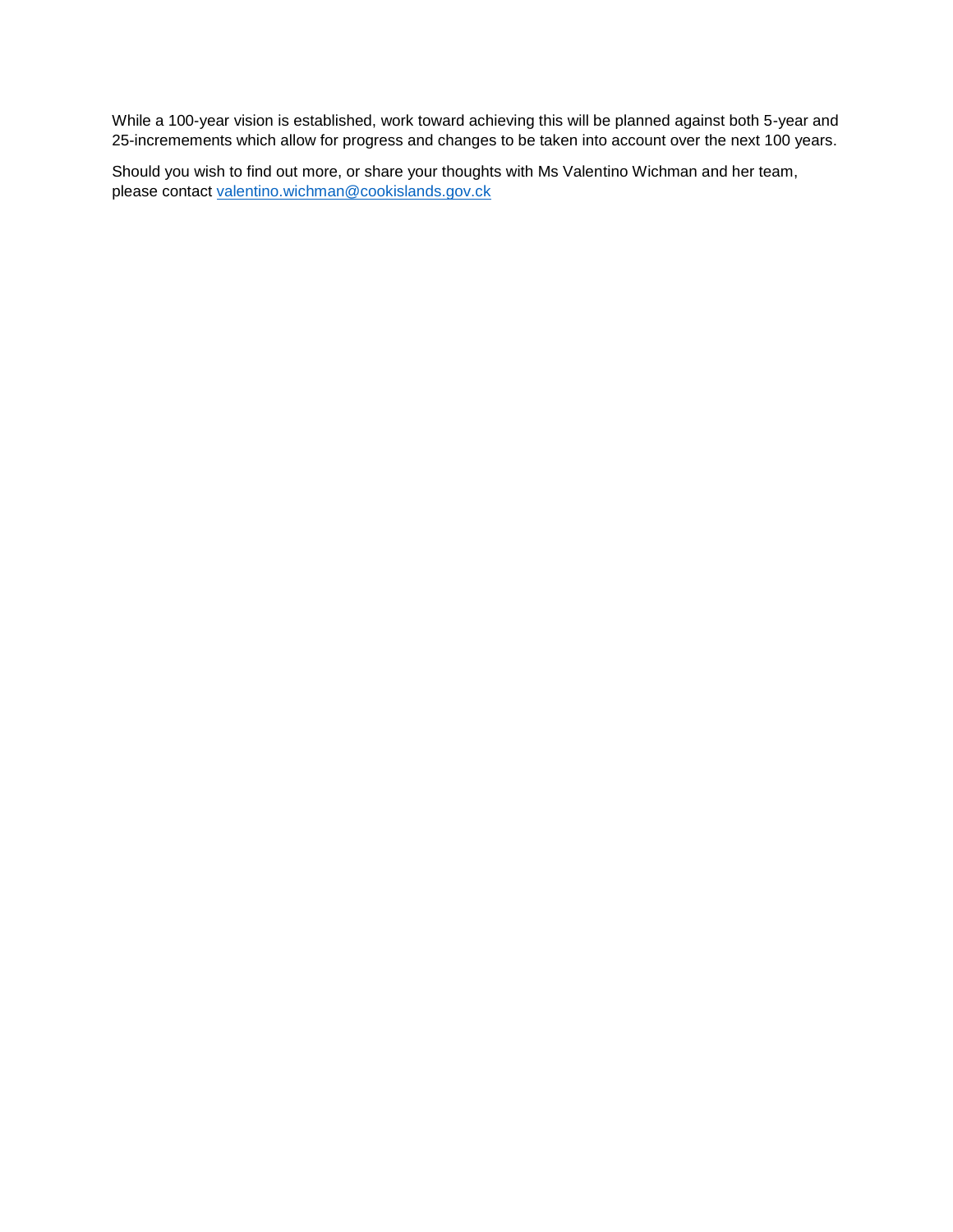While a 100-year vision is established, work toward achieving this will be planned against both 5-year and 25-incremements which allow for progress and changes to be taken into account over the next 100 years.

Should you wish to find out more, or share your thoughts with Ms Valentino Wichman and her team, please contact [valentino.wichman@cookislands.gov.ck](mailto:valentino.wichman@cookislands.gov.ck)